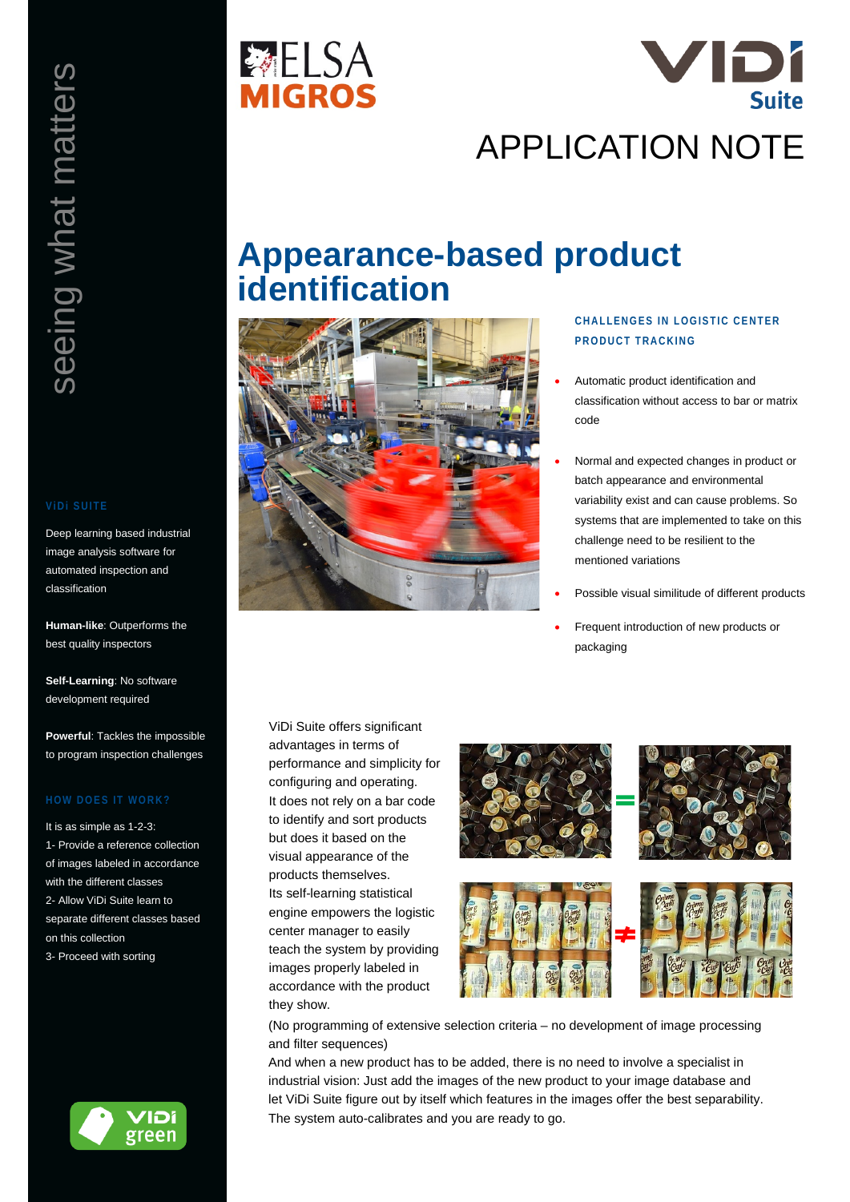ELSA MIGROS

ViDi Suite

# APPLICATION NOTE

# Appearance-based product identification

## CHALLENGES IN LOGISTIC CENTER PRODUCT TRACKING

- Automatic product identification and classification without access to bar or matrix code
- Normal and expected changes in product or batch appearance and environmental variability exist and can cause problems. So systems that are implemented to take on this challenge need to be resilient to the mentioned variations
- Possible visual similitude of different products
- Frequent introduction of new products or packaging

ViDi Suite offers significant advantages in terms of performance and simplicity for configuring and operating.
It does not rely on a bar code to identify and sort products but does it based on the visual appearance of the products themselves.
Its self-learning statistical engine empowers the logistic center manager to easily teach the system by providing images properly labeled in accordance with the product they show.

(No programming of extensive selection criteria – no development of image processing and filter sequences)
And when a new product has to be added, there is no need to involve a specialist in industrial vision: Just add the images of the new product to your image database and let ViDi Suite figure out by itself which features in the images offer the best separability.
The system auto-calibrates and you are ready to go.

seeing what matters

## ViDi SUITE

Deep learning based industrial image analysis software for automated inspection and classification

**Human-like**: Outperforms the best quality inspectors

**Self-Learning**: No software development required

**Powerful**: Tackles the impossible to program inspection challenges

## HOW DOES IT WORK?

It is as simple as 1-2-3:
1- Provide a reference collection of images labeled in accordance with the different classes
2- Allow ViDi Suite learn to separate different classes based on this collection
3- Proceed with sorting

ViDi green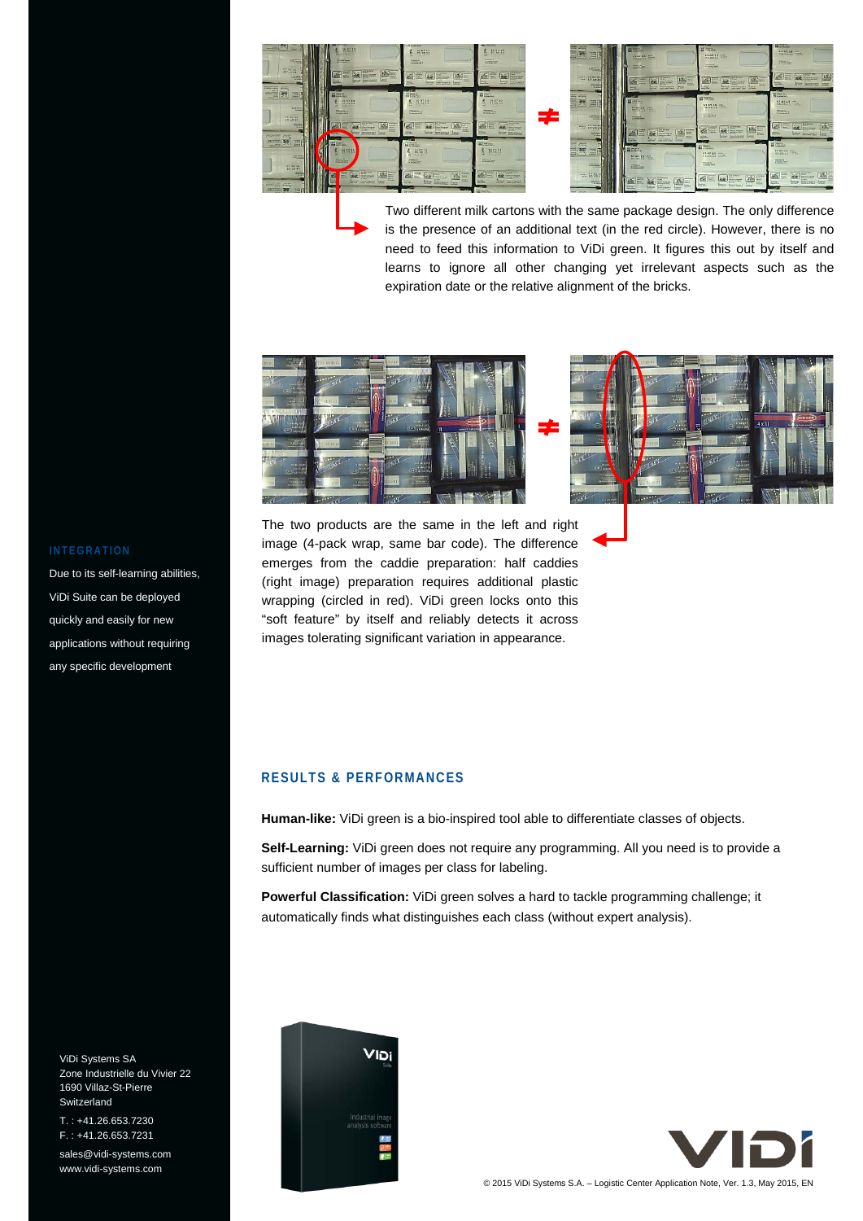Two different milk cartons with the same package design. The only difference is the presence of an additional text (in the red circle). However, there is no need to feed this information to ViDi green. It figures this out by itself and learns to ignore all other changing yet irrelevant aspects such as the expiration date or the relative alignment of the bricks.

The two products are the same in the left and right image (4-pack wrap, same bar code). The difference emerges from the caddie preparation: half caddies (right image) preparation requires additional plastic wrapping (circled in red). ViDi green locks onto this “soft feature” by itself and reliably detects it across images tolerating significant variation in appearance.

## INTEGRATION

Due to its self-learning abilities, ViDi Suite can be deployed quickly and easily for new applications without requiring any specific development

## RESULTS & PERFORMANCES

**Human-like:** ViDi green is a bio-inspired tool able to differentiate classes of objects.

**Self-Learning:** ViDi green does not require any programming. All you need is to provide a sufficient number of images per class for labeling.

**Powerful Classification:** ViDi green solves a hard to tackle programming challenge; it automatically finds what distinguishes each class (without expert analysis).

ViDi Systems SA
Zone Industrielle du Vivier 22
1690 Villaz-St-Pierre
Switzerland

T. : +41.26.653.7230
F. : +41.26.653.7231

sales@vidi-systems.com
www.vidi-systems.com

© 2015 ViDi Systems S.A. – Logistic Center Application Note, Ver. 1.3, May 2015, EN